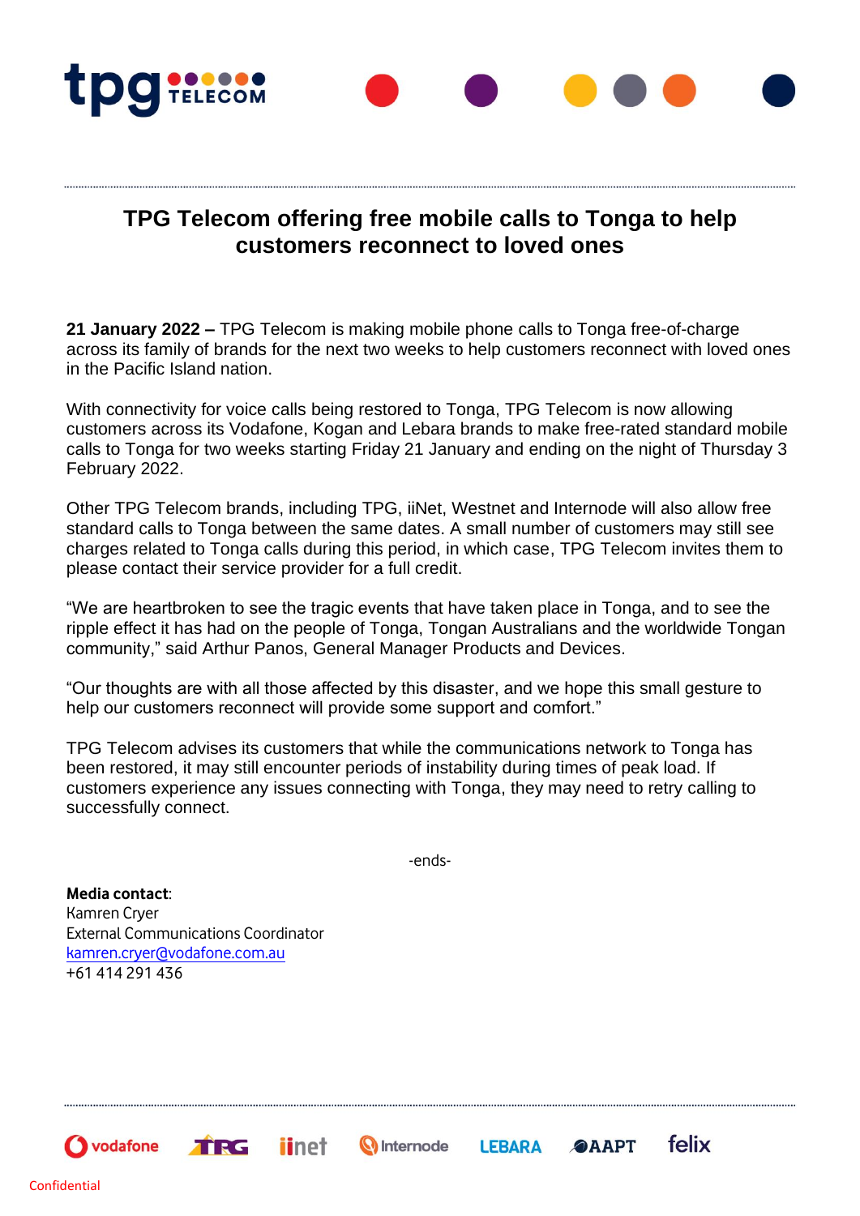# TPG Telecom offering free mobile calls to Tonga to help customers reconnect to loved ones

**21 January 2022 –** TPG Telecom is making mobile phone calls to Tonga free-of-charge across its family of brands for the next two weeks to help customers reconnect with loved ones in the Pacific Island nation.

With connectivity for voice calls being restored to Tonga, TPG Telecom is now allowing customers across its Vodafone, Kogan and Lebara brands to make free-rated standard mobile calls to Tonga for two weeks starting Friday 21 January and ending on the night of Thursday 3 February 2022.

Other TPG Telecom brands, including TPG, iiNet, Westnet and Internode will also allow free standard calls to Tonga between the same dates. A small number of customers may still see charges related to Tonga calls during this period, in which case, TPG Telecom invites them to please contact their service provider for a full credit.

“We are heartbroken to see the tragic events that have taken place in Tonga, and to see the ripple effect it has had on the people of Tonga, Tongan Australians and the worldwide Tongan community,” said Arthur Panos, General Manager Products and Devices.

“Our thoughts are with all those affected by this disaster, and we hope this small gesture to help our customers reconnect will provide some support and comfort.”

TPG Telecom advises its customers that while the communications network to Tonga has been restored, it may still encounter periods of instability during times of peak load. If customers experience any issues connecting with Tonga, they may need to retry calling to successfully connect.

-ends-

**Media contact**:
Kamren Cryer
External Communications Coordinator
kamren.cryer@vodafone.com.au
+61 414 291 436

vodafone TPG iinet Internode LEBARA AAPT felix

Confidential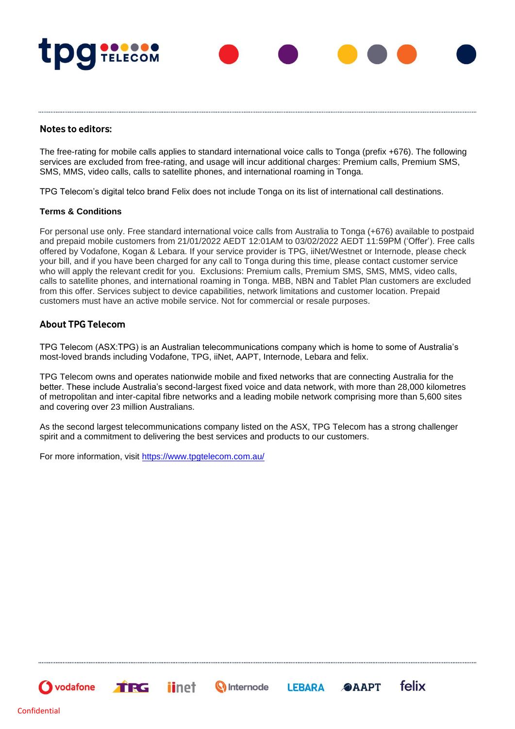**Notes to editors:**

The free-rating for mobile calls applies to standard international voice calls to Tonga (prefix +676). The following services are excluded from free-rating, and usage will incur additional charges: Premium calls, Premium SMS, SMS, MMS, video calls, calls to satellite phones, and international roaming in Tonga.

TPG Telecom's digital telco brand Felix does not include Tonga on its list of international call destinations.

**Terms & Conditions**

For personal use only. Free standard international voice calls from Australia to Tonga (+676) available to postpaid and prepaid mobile customers from 21/01/2022 AEDT 12:01AM to 03/02/2022 AEDT 11:59PM ('Offer'). Free calls offered by Vodafone, Kogan & Lebara. If your service provider is TPG, iiNet/Westnet or Internode, please check your bill, and if you have been charged for any call to Tonga during this time, please contact customer service who will apply the relevant credit for you. Exclusions: Premium calls, Premium SMS, SMS, MMS, video calls, calls to satellite phones, and international roaming in Tonga. MBB, NBN and Tablet Plan customers are excluded from this offer. Services subject to device capabilities, network limitations and customer location. Prepaid customers must have an active mobile service. Not for commercial or resale purposes.

## About TPG Telecom

TPG Telecom (ASX:TPG) is an Australian telecommunications company which is home to some of Australia's most-loved brands including Vodafone, TPG, iiNet, AAPT, Internode, Lebara and felix.

TPG Telecom owns and operates nationwide mobile and fixed networks that are connecting Australia for the better. These include Australia's second-largest fixed voice and data network, with more than 28,000 kilometres of metropolitan and inter-capital fibre networks and a leading mobile network comprising more than 5,600 sites and covering over 23 million Australians.

As the second largest telecommunications company listed on the ASX, TPG Telecom has a strong challenger spirit and a commitment to delivering the best services and products to our customers.

For more information, visit https://www.tpgtelecom.com.au/

Confidential